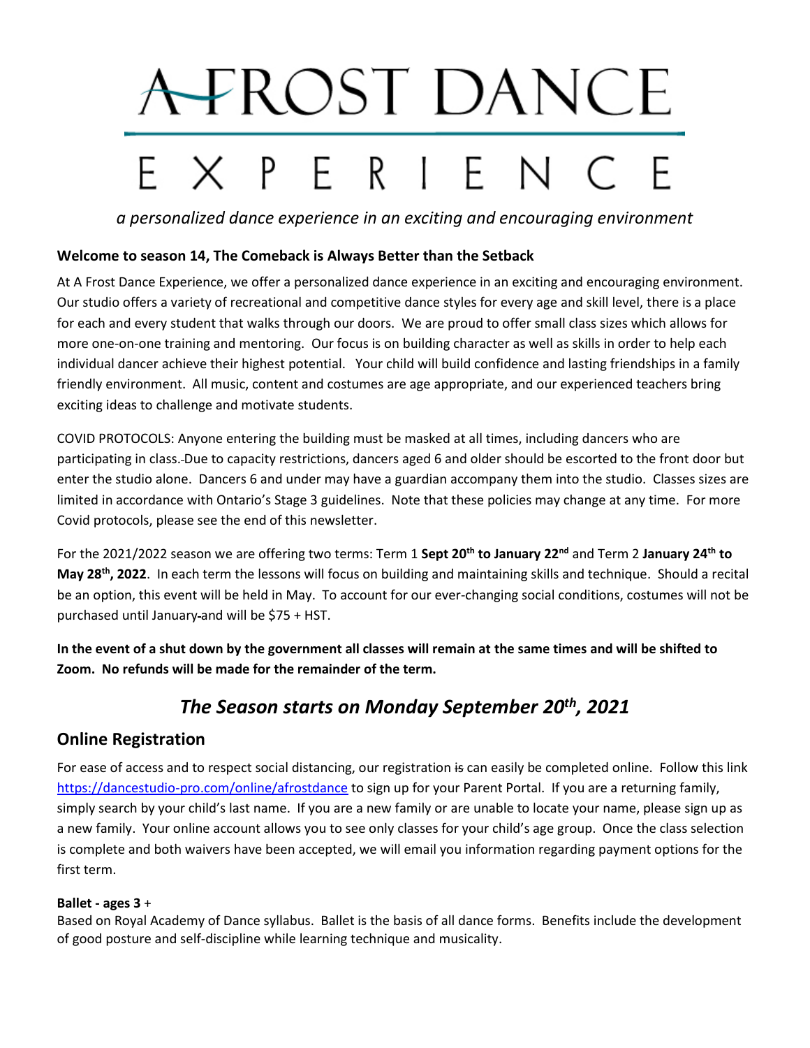# A FROST DANCE EXPERIENCE

*a personalized dance experience in an exciting and encouraging environment*

**Welcome to season 14, The Comeback is Always Better than the Setback**

At A Frost Dance Experience, we offer a personalized dance experience in an exciting and encouraging environment. Our studio offers a variety of recreational and competitive dance styles for every age and skill level, there is a place for each and every student that walks through our doors. We are proud to offer small class sizes which allows for more one-on-one training and mentoring. Our focus is on building character as well as skills in order to help each individual dancer achieve their highest potential. Your child will build confidence and lasting friendships in a family friendly environment. All music, content and costumes are age appropriate, and our experienced teachers bring exciting ideas to challenge and motivate students.

COVID PROTOCOLS: Anyone entering the building must be masked at all times, including dancers who are participating in class. Due to capacity restrictions, dancers aged 6 and older should be escorted to the front door but enter the studio alone. Dancers 6 and under may have a guardian accompany them into the studio. Classes sizes are limited in accordance with Ontario's Stage 3 guidelines. Note that these policies may change at any time. For more Covid protocols, please see the end of this newsletter.

For the 2021/2022 season we are offering two terms: Term 1 **Sept 20th to January 22nd** and Term 2 **January 24th to May 28th, 2022**. In each term the lessons will focus on building and maintaining skills and technique. Should a recital be an option, this event will be held in May. To account for our ever-changing social conditions, costumes will not be purchased until January and will be $75 + HST.

**In the event of a shut down by the government all classes will remain at the same times and will be shifted to Zoom. No refunds will be made for the remainder of the term.**

## *The Season starts on Monday September 20th, 2021*

## Online Registration

For ease of access and to respect social distancing, our registration ~~is~~ can easily be completed online. Follow this link https://dancestudio-pro.com/online/afrostdance to sign up for your Parent Portal. If you are a returning family, simply search by your child's last name. If you are a new family or are unable to locate your name, please sign up as a new family. Your online account allows you to see only classes for your child's age group. Once the class selection is complete and both waivers have been accepted, we will email you information regarding payment options for the first term.

**Ballet - ages 3** +

Based on Royal Academy of Dance syllabus. Ballet is the basis of all dance forms. Benefits include the development of good posture and self-discipline while learning technique and musicality.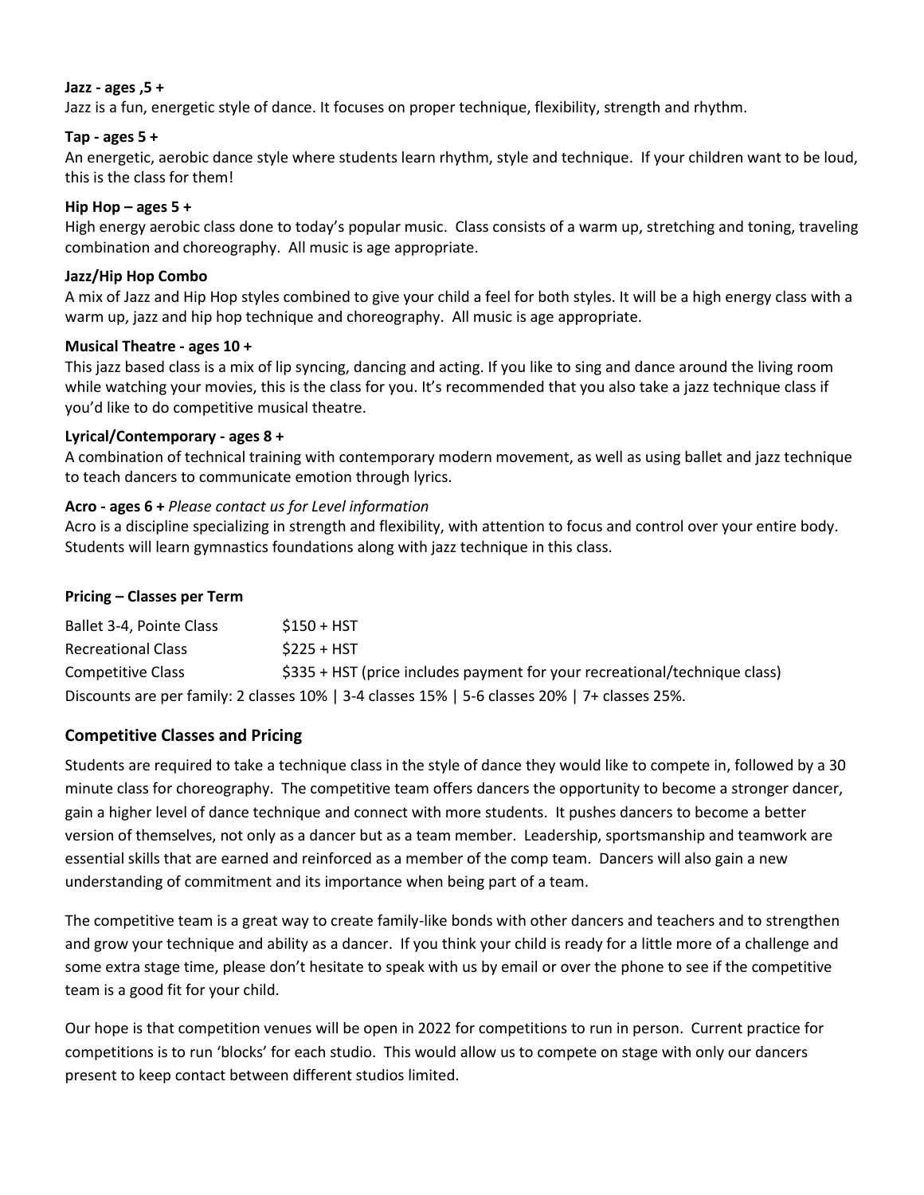**Jazz - ages ,5 +**
Jazz is a fun, energetic style of dance. It focuses on proper technique, flexibility, strength and rhythm.

**Tap - ages 5 +**
An energetic, aerobic dance style where students learn rhythm, style and technique. If your children want to be loud, this is the class for them!

**Hip Hop – ages 5 +**
High energy aerobic class done to today's popular music. Class consists of a warm up, stretching and toning, traveling combination and choreography. All music is age appropriate.

**Jazz/Hip Hop Combo**
A mix of Jazz and Hip Hop styles combined to give your child a feel for both styles. It will be a high energy class with a warm up, jazz and hip hop technique and choreography. All music is age appropriate.

**Musical Theatre - ages 10 +**
This jazz based class is a mix of lip syncing, dancing and acting. If you like to sing and dance around the living room while watching your movies, this is the class for you. It's recommended that you also take a jazz technique class if you'd like to do competitive musical theatre.

**Lyrical/Contemporary - ages 8 +**
A combination of technical training with contemporary modern movement, as well as using ballet and jazz technique to teach dancers to communicate emotion through lyrics.

**Acro - ages 6 +** *Please contact us for Level information*
Acro is a discipline specializing in strength and flexibility, with attention to focus and control over your entire body. Students will learn gymnastics foundations along with jazz technique in this class.

**Pricing – Classes per Term**

| | |
|---|---|
| Ballet 3-4, Pointe Class | $150 + HST |
| Recreational Class | $225 + HST |
| Competitive Class | $335 + HST (price includes payment for your recreational/technique class) |

Discounts are per family: 2 classes 10% | 3-4 classes 15% | 5-6 classes 20% | 7+ classes 25%.

## Competitive Classes and Pricing

Students are required to take a technique class in the style of dance they would like to compete in, followed by a 30 minute class for choreography. The competitive team offers dancers the opportunity to become a stronger dancer, gain a higher level of dance technique and connect with more students. It pushes dancers to become a better version of themselves, not only as a dancer but as a team member. Leadership, sportsmanship and teamwork are essential skills that are earned and reinforced as a member of the comp team. Dancers will also gain a new understanding of commitment and its importance when being part of a team.

The competitive team is a great way to create family-like bonds with other dancers and teachers and to strengthen and grow your technique and ability as a dancer. If you think your child is ready for a little more of a challenge and some extra stage time, please don't hesitate to speak with us by email or over the phone to see if the competitive team is a good fit for your child.

Our hope is that competition venues will be open in 2022 for competitions to run in person. Current practice for competitions is to run 'blocks' for each studio. This would allow us to compete on stage with only our dancers present to keep contact between different studios limited.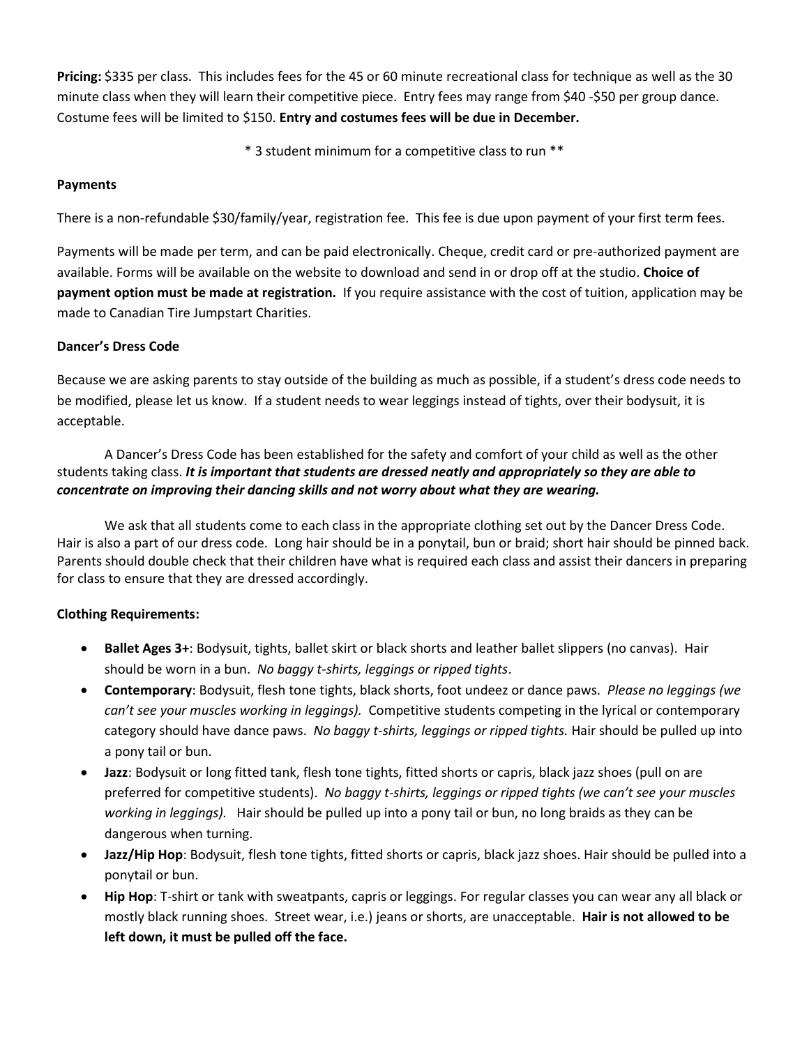**Pricing:** $335 per class. This includes fees for the 45 or 60 minute recreational class for technique as well as the 30 minute class when they will learn their competitive piece. Entry fees may range from $40 -$50 per group dance. Costume fees will be limited to $150. **Entry and costumes fees will be due in December.**

\* 3 student minimum for a competitive class to run **

**Payments**

There is a non-refundable $30/family/year, registration fee. This fee is due upon payment of your first term fees.

Payments will be made per term, and can be paid electronically. Cheque, credit card or pre-authorized payment are available. Forms will be available on the website to download and send in or drop off at the studio. **Choice of payment option must be made at registration.** If you require assistance with the cost of tuition, application may be made to Canadian Tire Jumpstart Charities.

**Dancer's Dress Code**

Because we are asking parents to stay outside of the building as much as possible, if a student's dress code needs to be modified, please let us know. If a student needs to wear leggings instead of tights, over their bodysuit, it is acceptable.

A Dancer's Dress Code has been established for the safety and comfort of your child as well as the other students taking class. ***It is important that students are dressed neatly and appropriately so they are able to concentrate on improving their dancing skills and not worry about what they are wearing.***

We ask that all students come to each class in the appropriate clothing set out by the Dancer Dress Code. Hair is also a part of our dress code. Long hair should be in a ponytail, bun or braid; short hair should be pinned back. Parents should double check that their children have what is required each class and assist their dancers in preparing for class to ensure that they are dressed accordingly.

**Clothing Requirements:**

- **Ballet Ages 3+**: Bodysuit, tights, ballet skirt or black shorts and leather ballet slippers (no canvas). Hair should be worn in a bun. *No baggy t-shirts, leggings or ripped tights*.
- **Contemporary**: Bodysuit, flesh tone tights, black shorts, foot undeez or dance paws. *Please no leggings (we can't see your muscles working in leggings).* Competitive students competing in the lyrical or contemporary category should have dance paws. *No baggy t-shirts, leggings or ripped tights.* Hair should be pulled up into a pony tail or bun.
- **Jazz**: Bodysuit or long fitted tank, flesh tone tights, fitted shorts or capris, black jazz shoes (pull on are preferred for competitive students). *No baggy t-shirts, leggings or ripped tights (we can't see your muscles working in leggings).* Hair should be pulled up into a pony tail or bun, no long braids as they can be dangerous when turning.
- **Jazz/Hip Hop**: Bodysuit, flesh tone tights, fitted shorts or capris, black jazz shoes. Hair should be pulled into a ponytail or bun.
- **Hip Hop**: T-shirt or tank with sweatpants, capris or leggings. For regular classes you can wear any all black or mostly black running shoes. Street wear, i.e.) jeans or shorts, are unacceptable. **Hair is not allowed to be left down, it must be pulled off the face.**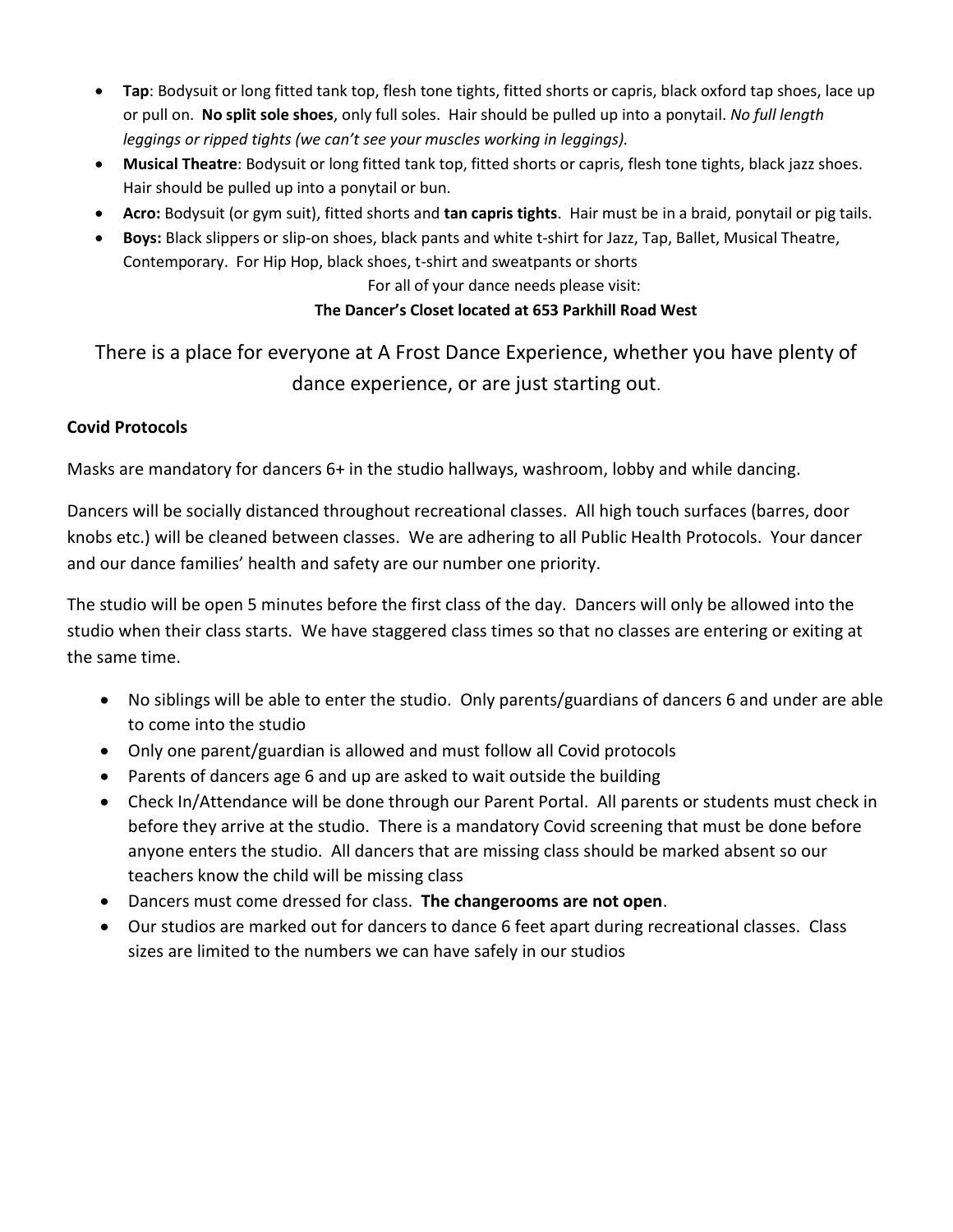- **Tap**: Bodysuit or long fitted tank top, flesh tone tights, fitted shorts or capris, black oxford tap shoes, lace up or pull on. **No split sole shoes**, only full soles. Hair should be pulled up into a ponytail. *No full length leggings or ripped tights (we can't see your muscles working in leggings).*
- **Musical Theatre**: Bodysuit or long fitted tank top, fitted shorts or capris, flesh tone tights, black jazz shoes. Hair should be pulled up into a ponytail or bun.
- **Acro:** Bodysuit (or gym suit), fitted shorts and **tan capris tights**. Hair must be in a braid, ponytail or pig tails.
- **Boys:** Black slippers or slip-on shoes, black pants and white t-shirt for Jazz, Tap, Ballet, Musical Theatre, Contemporary. For Hip Hop, black shoes, t-shirt and sweatpants or shorts

For all of your dance needs please visit:

**The Dancer's Closet located at 653 Parkhill Road West**

There is a place for everyone at A Frost Dance Experience, whether you have plenty of dance experience, or are just starting out.

**Covid Protocols**

Masks are mandatory for dancers 6+ in the studio hallways, washroom, lobby and while dancing.

Dancers will be socially distanced throughout recreational classes. All high touch surfaces (barres, door knobs etc.) will be cleaned between classes. We are adhering to all Public Health Protocols. Your dancer and our dance families' health and safety are our number one priority.

The studio will be open 5 minutes before the first class of the day. Dancers will only be allowed into the studio when their class starts. We have staggered class times so that no classes are entering or exiting at the same time.

- No siblings will be able to enter the studio. Only parents/guardians of dancers 6 and under are able to come into the studio
- Only one parent/guardian is allowed and must follow all Covid protocols
- Parents of dancers age 6 and up are asked to wait outside the building
- Check In/Attendance will be done through our Parent Portal. All parents or students must check in before they arrive at the studio. There is a mandatory Covid screening that must be done before anyone enters the studio. All dancers that are missing class should be marked absent so our teachers know the child will be missing class
- Dancers must come dressed for class. **The changerooms are not open**.
- Our studios are marked out for dancers to dance 6 feet apart during recreational classes. Class sizes are limited to the numbers we can have safely in our studios